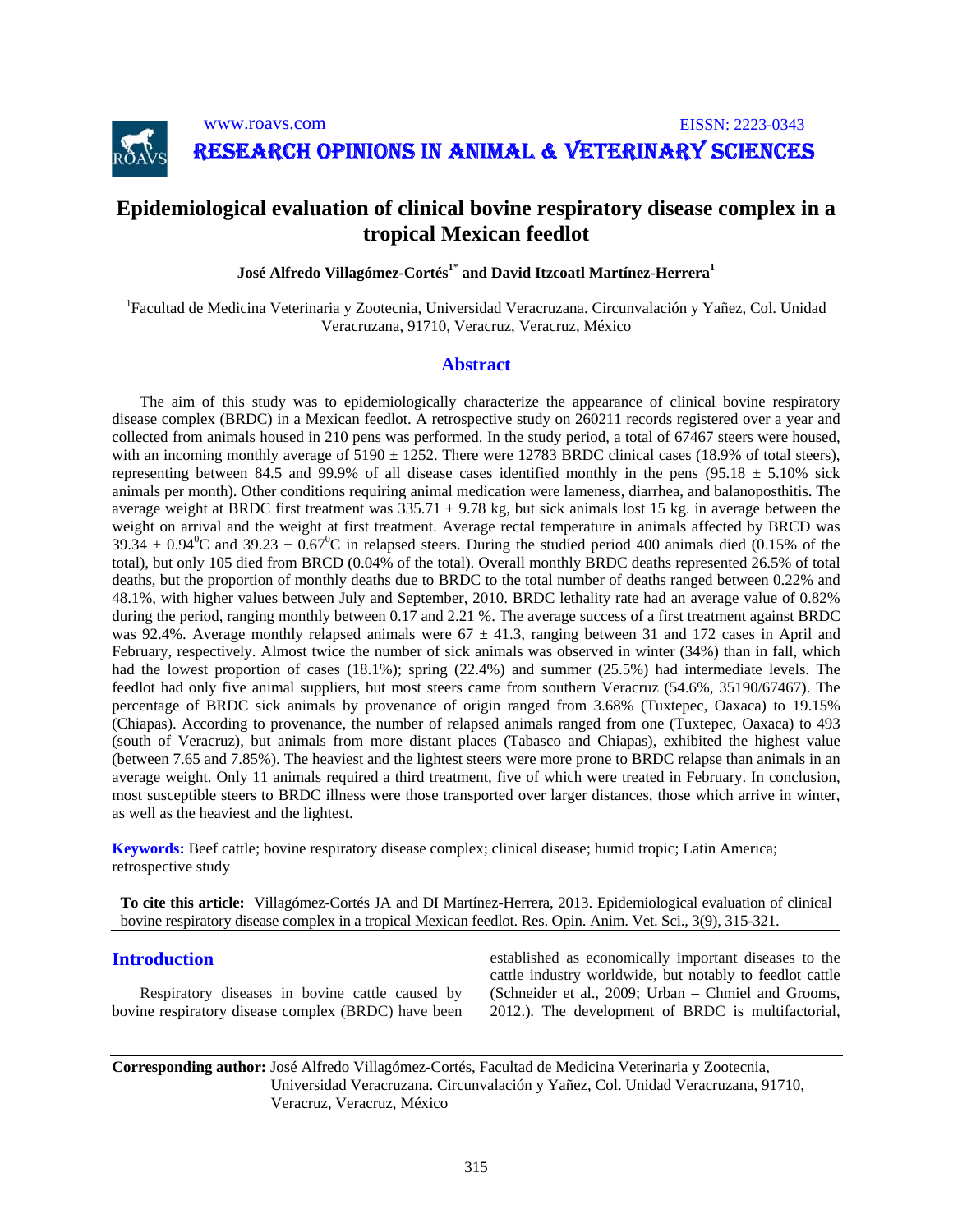# Epidemiological evaluation of clinical bovine respiratory disease complex in a tropical Mexican feedlot

**José Alfredo Villagómez-Cortés[1*] and David Itzcoatl Martínez-Herrera[1]**

[1]Facultad de Medicina Veterinaria y Zootecnia, Universidad Veracruzana. Circunvalación y Yañez, Col. Unidad Veracruzana, 91710, Veracruz, Veracruz, México

## Abstract

The aim of this study was to epidemiologically characterize the appearance of clinical bovine respiratory disease complex (BRDC) in a Mexican feedlot. A retrospective study on 260211 records registered over a year and collected from animals housed in 210 pens was performed. In the study period, a total of 67467 steers were housed, with an incoming monthly average of 5190 ± 1252. There were 12783 BRDC clinical cases (18.9% of total steers), representing between 84.5 and 99.9% of all disease cases identified monthly in the pens (95.18 ± 5.10% sick animals per month). Other conditions requiring animal medication were lameness, diarrhea, and balanoposthitis. The average weight at BRDC first treatment was 335.71 ± 9.78 kg, but sick animals lost 15 kg. in average between the weight on arrival and the weight at first treatment. Average rectal temperature in animals affected by BRCD was 39.34 ± 0.94$^0$C and 39.23 ± 0.67$^0$C in relapsed steers. During the studied period 400 animals died (0.15% of the total), but only 105 died from BRCD (0.04% of the total). Overall monthly BRDC deaths represented 26.5% of total deaths, but the proportion of monthly deaths due to BRDC to the total number of deaths ranged between 0.22% and 48.1%, with higher values between July and September, 2010. BRDC lethality rate had an average value of 0.82% during the period, ranging monthly between 0.17 and 2.21 %. The average success of a first treatment against BRDC was 92.4%. Average monthly relapsed animals were 67 ± 41.3, ranging between 31 and 172 cases in April and February, respectively. Almost twice the number of sick animals was observed in winter (34%) than in fall, which had the lowest proportion of cases (18.1%); spring (22.4%) and summer (25.5%) had intermediate levels. The feedlot had only five animal suppliers, but most steers came from southern Veracruz (54.6%, 35190/67467). The percentage of BRDC sick animals by provenance of origin ranged from 3.68% (Tuxtepec, Oaxaca) to 19.15% (Chiapas). According to provenance, the number of relapsed animals ranged from one (Tuxtepec, Oaxaca) to 493 (south of Veracruz), but animals from more distant places (Tabasco and Chiapas), exhibited the highest value (between 7.65 and 7.85%). The heaviest and the lightest steers were more prone to BRDC relapse than animals in an average weight. Only 11 animals required a third treatment, five of which were treated in February. In conclusion, most susceptible steers to BRDC illness were those transported over larger distances, those which arrive in winter, as well as the heaviest and the lightest.

**Keywords:** Beef cattle; bovine respiratory disease complex; clinical disease; humid tropic; Latin America; retrospective study

**To cite this article:** Villagómez-Cortés JA and DI Martínez-Herrera, 2013. Epidemiological evaluation of clinical bovine respiratory disease complex in a tropical Mexican feedlot. Res. Opin. Anim. Vet. Sci., 3(9), 315-321.

## Introduction

Respiratory diseases in bovine cattle caused by bovine respiratory disease complex (BRDC) have been established as economically important diseases to the cattle industry worldwide, but notably to feedlot cattle (Schneider et al., 2009; Urban – Chmiel and Grooms, 2012.). The development of BRDC is multifactorial,

**Corresponding author:** José Alfredo Villagómez-Cortés, Facultad de Medicina Veterinaria y Zootecnia, Universidad Veracruzana. Circunvalación y Yañez, Col. Unidad Veracruzana, 91710, Veracruz, Veracruz, México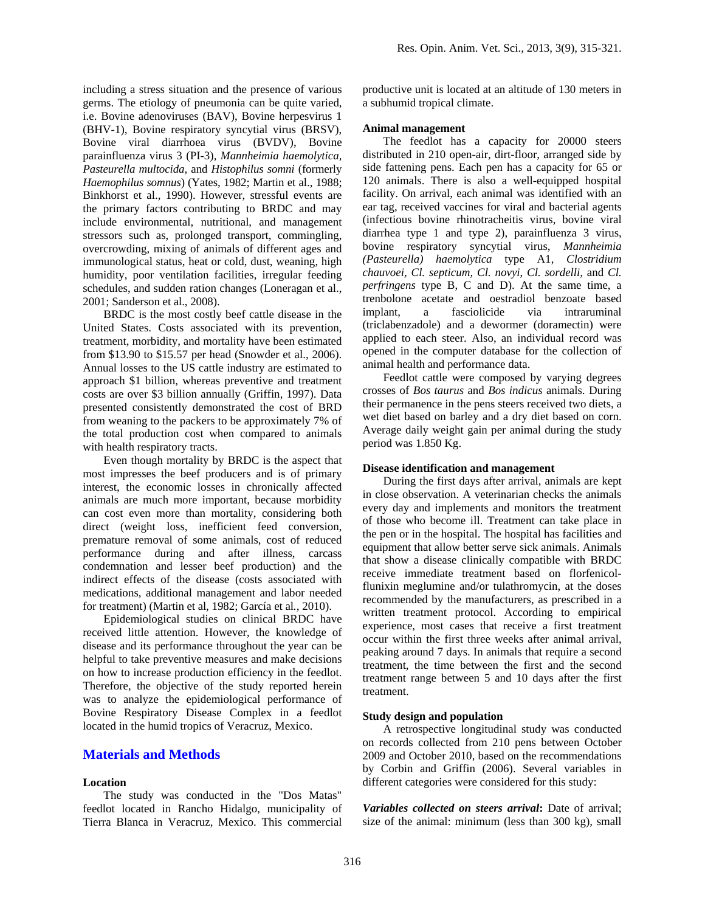including a stress situation and the presence of various germs. The etiology of pneumonia can be quite varied, i.e. Bovine adenoviruses (BAV), Bovine herpesvirus 1 (BHV-1), Bovine respiratory syncytial virus (BRSV), Bovine viral diarrhoea virus (BVDV), Bovine parainfluenza virus 3 (PI-3), *Mannheimia haemolytica*, *Pasteurella multocida*, and *Histophilus somni* (formerly *Haemophilus somnus*) (Yates, 1982; Martin et al., 1988; Binkhorst et al., 1990). However, stressful events are the primary factors contributing to BRDC and may include environmental, nutritional, and management stressors such as, prolonged transport, commingling, overcrowding, mixing of animals of different ages and immunological status, heat or cold, dust, weaning, high humidity, poor ventilation facilities, irregular feeding schedules, and sudden ration changes (Loneragan et al., 2001; Sanderson et al., 2008).

BRDC is the most costly beef cattle disease in the United States. Costs associated with its prevention, treatment, morbidity, and mortality have been estimated from $13.90 to $15.57 per head (Snowder et al., 2006). Annual losses to the US cattle industry are estimated to approach $1 billion, whereas preventive and treatment costs are over $3 billion annually (Griffin, 1997). Data presented consistently demonstrated the cost of BRD from weaning to the packers to be approximately 7% of the total production cost when compared to animals with health respiratory tracts.

Even though mortality by BRDC is the aspect that most impresses the beef producers and is of primary interest, the economic losses in chronically affected animals are much more important, because morbidity can cost even more than mortality, considering both direct (weight loss, inefficient feed conversion, premature removal of some animals, cost of reduced performance during and after illness, carcass condemnation and lesser beef production) and the indirect effects of the disease (costs associated with medications, additional management and labor needed for treatment) (Martin et al, 1982; García et al., 2010).

Epidemiological studies on clinical BRDC have received little attention. However, the knowledge of disease and its performance throughout the year can be helpful to take preventive measures and make decisions on how to increase production efficiency in the feedlot. Therefore, the objective of the study reported herein was to analyze the epidemiological performance of Bovine Respiratory Disease Complex in a feedlot located in the humid tropics of Veracruz, Mexico.

## Materials and Methods

### Location

The study was conducted in the "Dos Matas" feedlot located in Rancho Hidalgo, municipality of Tierra Blanca in Veracruz, Mexico. This commercial productive unit is located at an altitude of 130 meters in a subhumid tropical climate.

### Animal management

The feedlot has a capacity for 20000 steers distributed in 210 open-air, dirt-floor, arranged side by side fattening pens. Each pen has a capacity for 65 or 120 animals. There is also a well-equipped hospital facility. On arrival, each animal was identified with an ear tag, received vaccines for viral and bacterial agents (infectious bovine rhinotracheitis virus, bovine viral diarrhea type 1 and type 2), parainfluenza 3 virus, bovine respiratory syncytial virus, *Mannheimia (Pasteurella) haemolytica* type A1, *Clostridium chauvoei, Cl. septicum, Cl. novyi*, *Cl. sordelli,* and *Cl. perfringens* type B, C and D). At the same time, a trenbolone acetate and oestradiol benzoate based implant, a fasciolicide via intraruminal (triclabenzadole) and a dewormer (doramectin) were applied to each steer. Also, an individual record was opened in the computer database for the collection of animal health and performance data.

Feedlot cattle were composed by varying degrees crosses of *Bos taurus* and *Bos indicus* animals. During their permanence in the pens steers received two diets, a wet diet based on barley and a dry diet based on corn. Average daily weight gain per animal during the study period was 1.850 Kg.

### Disease identification and management

During the first days after arrival, animals are kept in close observation. A veterinarian checks the animals every day and implements and monitors the treatment of those who become ill. Treatment can take place in the pen or in the hospital. The hospital has facilities and equipment that allow better serve sick animals. Animals that show a disease clinically compatible with BRDC receive immediate treatment based on florfenicol-flunixin meglumine and/or tulathromycin, at the doses recommended by the manufacturers, as prescribed in a written treatment protocol. According to empirical experience, most cases that receive a first treatment occur within the first three weeks after animal arrival, peaking around 7 days. In animals that require a second treatment, the time between the first and the second treatment range between 5 and 10 days after the first treatment.

### Study design and population

A retrospective longitudinal study was conducted on records collected from 210 pens between October 2009 and October 2010, based on the recommendations by Corbin and Griffin (2006). Several variables in different categories were considered for this study:

***Variables collected on steers arrival*:** Date of arrival; size of the animal: minimum (less than 300 kg), small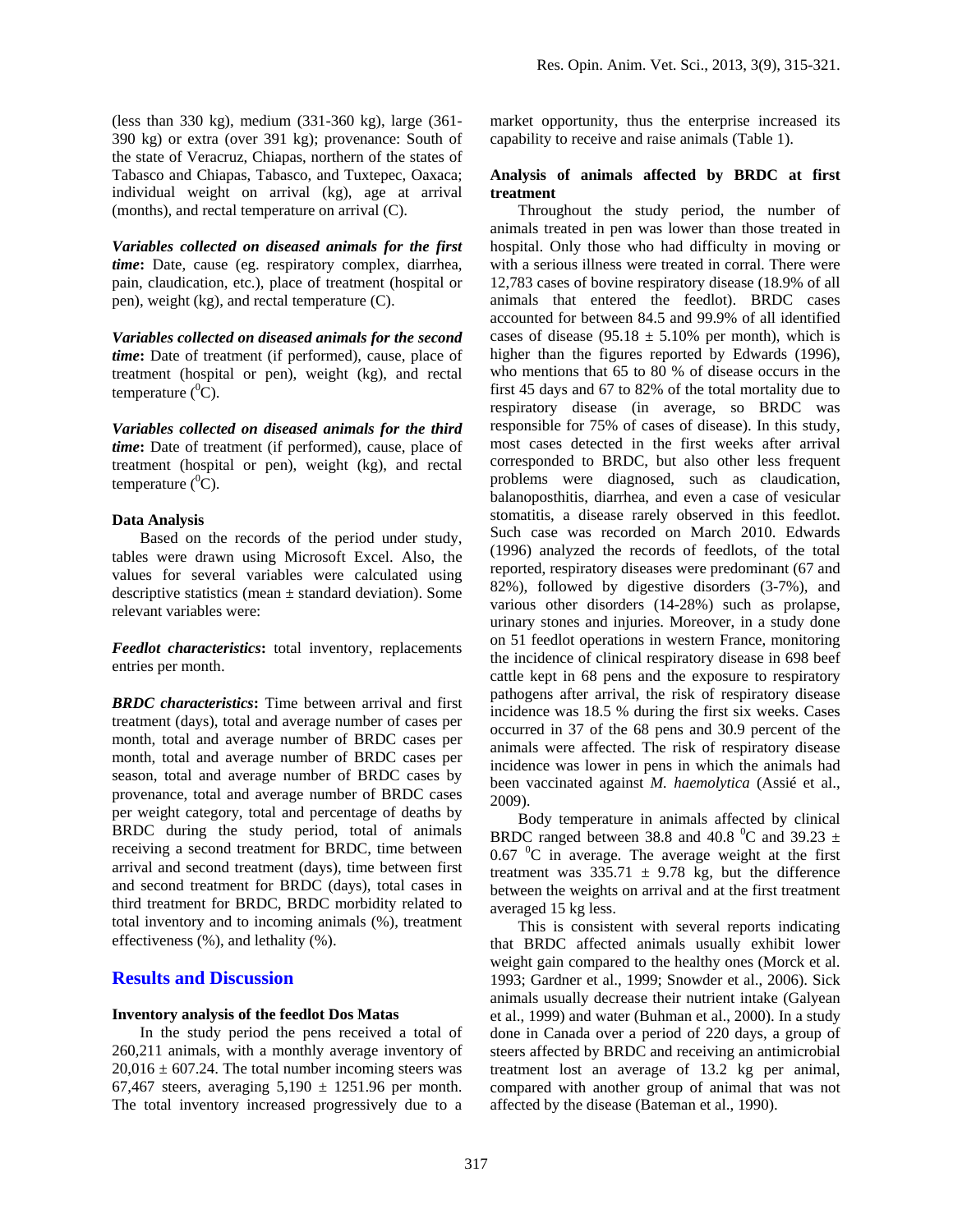(less than 330 kg), medium (331-360 kg), large (361-390 kg) or extra (over 391 kg); provenance: South of the state of Veracruz, Chiapas, northern of the states of Tabasco and Chiapas, Tabasco, and Tuxtepec, Oaxaca; individual weight on arrival (kg), age at arrival (months), and rectal temperature on arrival (C).

***Variables collected on diseased animals for the first time*****:** Date, cause (eg. respiratory complex, diarrhea, pain, claudication, etc.), place of treatment (hospital or pen), weight (kg), and rectal temperature (C).

***Variables collected on diseased animals for the second time*****:** Date of treatment (if performed), cause, place of treatment (hospital or pen), weight (kg), and rectal temperature ($^{0}$C).

***Variables collected on diseased animals for the third time*****:** Date of treatment (if performed), cause, place of treatment (hospital or pen), weight (kg), and rectal temperature ($^{0}$C).

### Data Analysis

Based on the records of the period under study, tables were drawn using Microsoft Excel. Also, the values for several variables were calculated using descriptive statistics (mean ± standard deviation). Some relevant variables were:

***Feedlot characteristics*****:** total inventory, replacements entries per month.

***BRDC characteristics*****:** Time between arrival and first treatment (days), total and average number of cases per month, total and average number of BRDC cases per month, total and average number of BRDC cases per season, total and average number of BRDC cases by provenance, total and average number of BRDC cases per weight category, total and percentage of deaths by BRDC during the study period, total of animals receiving a second treatment for BRDC, time between arrival and second treatment (days), time between first and second treatment for BRDC (days), total cases in third treatment for BRDC, BRDC morbidity related to total inventory and to incoming animals (%), treatment effectiveness (%), and lethality (%).

## Results and Discussion

### Inventory analysis of the feedlot Dos Matas

In the study period the pens received a total of 260,211 animals, with a monthly average inventory of 20,016 ± 607.24. The total number incoming steers was 67,467 steers, averaging 5,190 ± 1251.96 per month. The total inventory increased progressively due to a market opportunity, thus the enterprise increased its capability to receive and raise animals (Table 1).

### Analysis of animals affected by BRDC at first treatment

Throughout the study period, the number of animals treated in pen was lower than those treated in hospital. Only those who had difficulty in moving or with a serious illness were treated in corral. There were 12,783 cases of bovine respiratory disease (18.9% of all animals that entered the feedlot). BRDC cases accounted for between 84.5 and 99.9% of all identified cases of disease (95.18 ± 5.10% per month), which is higher than the figures reported by Edwards (1996), who mentions that 65 to 80 % of disease occurs in the first 45 days and 67 to 82% of the total mortality due to respiratory disease (in average, so BRDC was responsible for 75% of cases of disease). In this study, most cases detected in the first weeks after arrival corresponded to BRDC, but also other less frequent problems were diagnosed, such as claudication, balanoposthitis, diarrhea, and even a case of vesicular stomatitis, a disease rarely observed in this feedlot. Such case was recorded on March 2010. Edwards (1996) analyzed the records of feedlots, of the total reported, respiratory diseases were predominant (67 and 82%), followed by digestive disorders (3-7%), and various other disorders (14-28%) such as prolapse, urinary stones and injuries. Moreover, in a study done on 51 feedlot operations in western France, monitoring the incidence of clinical respiratory disease in 698 beef cattle kept in 68 pens and the exposure to respiratory pathogens after arrival, the risk of respiratory disease incidence was 18.5 % during the first six weeks. Cases occurred in 37 of the 68 pens and 30.9 percent of the animals were affected. The risk of respiratory disease incidence was lower in pens in which the animals had been vaccinated against *M. haemolytica* (Assié et al., 2009).

Body temperature in animals affected by clinical BRDC ranged between 38.8 and 40.8 $^{0}$C and 39.23 ± 0.67 $^{0}$C in average. The average weight at the first treatment was 335.71 ± 9.78 kg, but the difference between the weights on arrival and at the first treatment averaged 15 kg less.

This is consistent with several reports indicating that BRDC affected animals usually exhibit lower weight gain compared to the healthy ones (Morck et al. 1993; Gardner et al., 1999; Snowder et al., 2006). Sick animals usually decrease their nutrient intake (Galyean et al., 1999) and water (Buhman et al., 2000). In a study done in Canada over a period of 220 days, a group of steers affected by BRDC and receiving an antimicrobial treatment lost an average of 13.2 kg per animal, compared with another group of animal that was not affected by the disease (Bateman et al., 1990).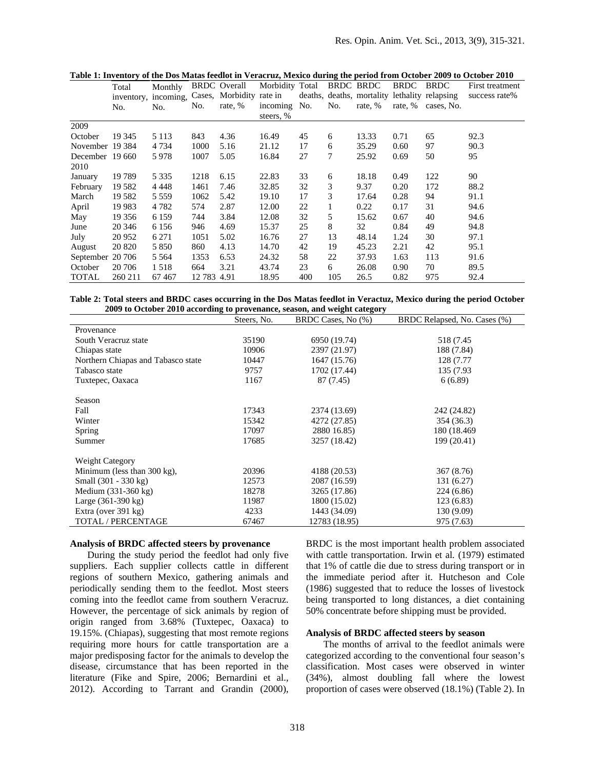**Table 1: Inventory of the Dos Matas feedlot in Veracruz, Mexico during the period from October 2009 to October 2010**

| | Total inventory, No. | Monthly incoming, No. | BRDC Cases, No. | Overall Morbidity rate, % | Morbidity rate in incoming steers, % | Total deaths, No. | BRDC deaths, No. | BRDC mortality rate, % | BRDC lethality rate, % | BRDC relapsing cases, No. | First treatment success rate% |
|---|---|---|---|---|---|---|---|---|---|---|---|
| 2009 | | | | | | | | | | | |
| October | 19 345 | 5 113 | 843 | 4.36 | 16.49 | 45 | 6 | 13.33 | 0.71 | 65 | 92.3 |
| November | 19 384 | 4 734 | 1000 | 5.16 | 21.12 | 17 | 6 | 35.29 | 0.60 | 97 | 90.3 |
| December | 19 660 | 5 978 | 1007 | 5.05 | 16.84 | 27 | 7 | 25.92 | 0.69 | 50 | 95 |
| 2010 | | | | | | | | | | | |
| January | 19 789 | 5 335 | 1218 | 6.15 | 22.83 | 33 | 6 | 18.18 | 0.49 | 122 | 90 |
| February | 19 582 | 4 448 | 1461 | 7.46 | 32.85 | 32 | 3 | 9.37 | 0.20 | 172 | 88.2 |
| March | 19 582 | 5 559 | 1062 | 5.42 | 19.10 | 17 | 3 | 17.64 | 0.28 | 94 | 91.1 |
| April | 19 983 | 4 782 | 574 | 2.87 | 12.00 | 22 | 1 | 0.22 | 0.17 | 31 | 94.6 |
| May | 19 356 | 6 159 | 744 | 3.84 | 12.08 | 32 | 5 | 15.62 | 0.67 | 40 | 94.6 |
| June | 20 346 | 6 156 | 946 | 4.69 | 15.37 | 25 | 8 | 32 | 0.84 | 49 | 94.8 |
| July | 20 952 | 6 271 | 1051 | 5.02 | 16.76 | 27 | 13 | 48.14 | 1.24 | 30 | 97.1 |
| August | 20 820 | 5 850 | 860 | 4.13 | 14.70 | 42 | 19 | 45.23 | 2.21 | 42 | 95.1 |
| September | 20 706 | 5 564 | 1353 | 6.53 | 24.32 | 58 | 22 | 37.93 | 1.63 | 113 | 91.6 |
| October | 20 706 | 1 518 | 664 | 3.21 | 43.74 | 23 | 6 | 26.08 | 0.90 | 70 | 89.5 |
| TOTAL | 260 211 | 67 467 | 12 783 | 4.91 | 18.95 | 400 | 105 | 26.5 | 0.82 | 975 | 92.4 |

**Table 2: Total steers and BRDC cases occurring in the Dos Matas feedlot in Veractuz, Mexico during the period October 2009 to October 2010 according to provenance, season, and weight category**

| | Steers, No. | BRDC Cases, No (%) | BRDC Relapsed, No. Cases (%) |
|---|---|---|---|
| Provenance | | | |
| South Veracruz state | 35190 | 6950 (19.74) | 518 (7.45 |
| Chiapas state | 10906 | 2397 (21.97) | 188 (7.84) |
| Northern Chiapas and Tabasco state | 10447 | 1647 (15.76) | 128 (7.77 |
| Tabasco state | 9757 | 1702 (17.44) | 135 (7.93 |
| Tuxtepec, Oaxaca | 1167 | 87 (7.45) | 6 (6.89) |
| Season | | | |
| Fall | 17343 | 2374 (13.69) | 242 (24.82) |
| Winter | 15342 | 4272 (27.85) | 354 (36.3) |
| Spring | 17097 | 2880 16.85) | 180 (18.469 |
| Summer | 17685 | 3257 (18.42) | 199 (20.41) |
| Weight Category | | | |
| Minimum (less than 300 kg), | 20396 | 4188 (20.53) | 367 (8.76) |
| Small (301 - 330 kg) | 12573 | 2087 (16.59) | 131 (6.27) |
| Medium (331-360 kg) | 18278 | 3265 (17.86) | 224 (6.86) |
| Large (361-390 kg) | 11987 | 1800 (15.02) | 123 (6.83) |
| Extra (over 391 kg) | 4233 | 1443 (34.09) | 130 (9.09) |
| TOTAL / PERCENTAGE | 67467 | 12783 (18.95) | 975 (7.63) |

### Analysis of BRDC affected steers by provenance

During the study period the feedlot had only five suppliers. Each supplier collects cattle in different regions of southern Mexico, gathering animals and periodically sending them to the feedlot. Most steers coming into the feedlot came from southern Veracruz. However, the percentage of sick animals by region of origin ranged from 3.68% (Tuxtepec, Oaxaca) to 19.15%. (Chiapas), suggesting that most remote regions requiring more hours for cattle transportation are a major predisposing factor for the animals to develop the disease, circumstance that has been reported in the literature (Fike and Spire, 2006; Bernardini et al., 2012). According to Tarrant and Grandin (2000), BRDC is the most important health problem associated with cattle transportation. Irwin et al. (1979) estimated that 1% of cattle die due to stress during transport or in the immediate period after it. Hutcheson and Cole (1986) suggested that to reduce the losses of livestock being transported to long distances, a diet containing 50% concentrate before shipping must be provided.

### Analysis of BRDC affected steers by season

The months of arrival to the feedlot animals were categorized according to the conventional four season's classification. Most cases were observed in winter (34%), almost doubling fall where the lowest proportion of cases were observed (18.1%) (Table 2). In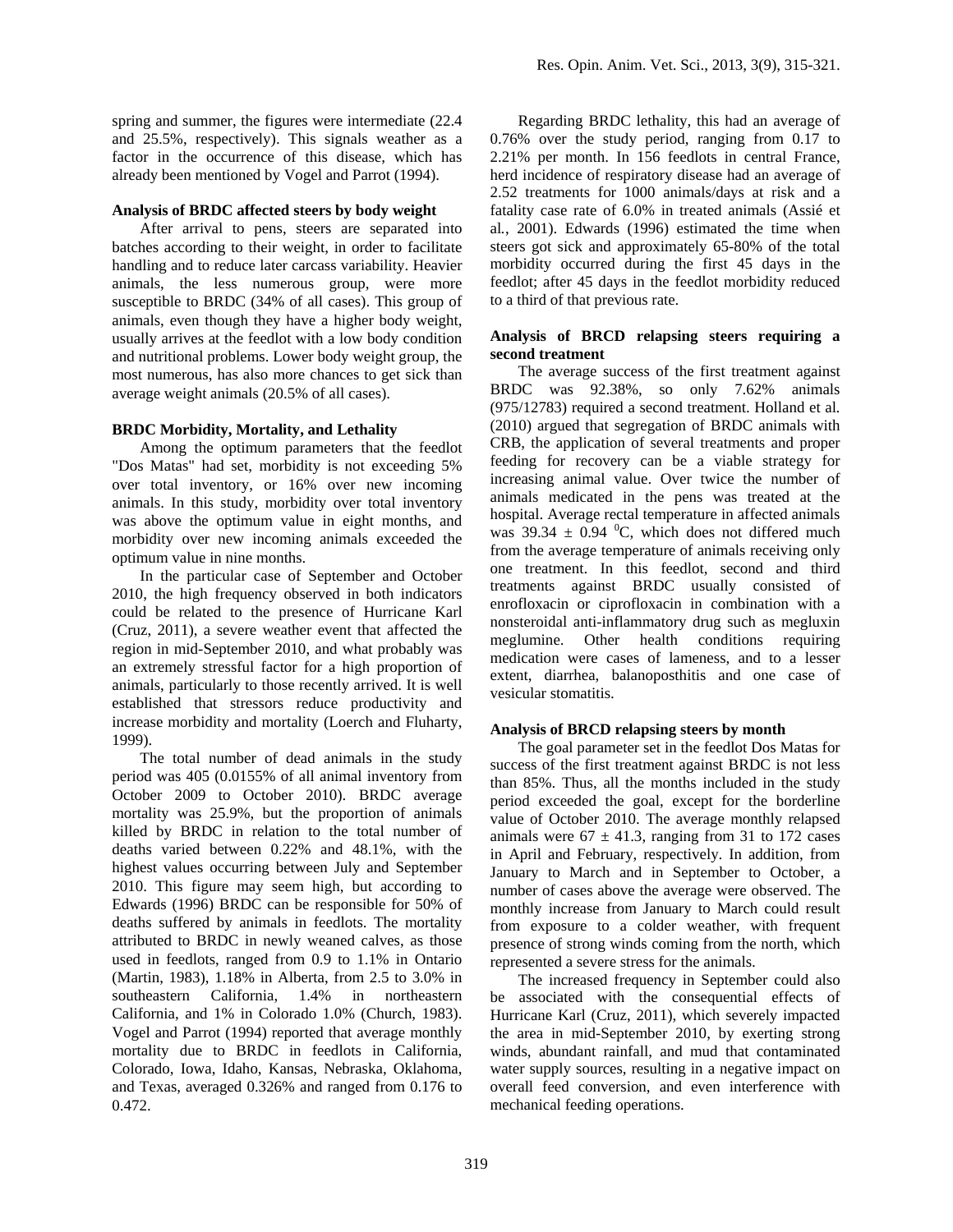spring and summer, the figures were intermediate (22.4 and 25.5%, respectively). This signals weather as a factor in the occurrence of this disease, which has already been mentioned by Vogel and Parrot (1994).

### Analysis of BRDC affected steers by body weight

After arrival to pens, steers are separated into batches according to their weight, in order to facilitate handling and to reduce later carcass variability. Heavier animals, the less numerous group, were more susceptible to BRDC (34% of all cases). This group of animals, even though they have a higher body weight, usually arrives at the feedlot with a low body condition and nutritional problems. Lower body weight group, the most numerous, has also more chances to get sick than average weight animals (20.5% of all cases).

### BRDC Morbidity, Mortality, and Lethality

Among the optimum parameters that the feedlot "Dos Matas" had set, morbidity is not exceeding 5% over total inventory, or 16% over new incoming animals. In this study, morbidity over total inventory was above the optimum value in eight months, and morbidity over new incoming animals exceeded the optimum value in nine months.

In the particular case of September and October 2010, the high frequency observed in both indicators could be related to the presence of Hurricane Karl (Cruz, 2011), a severe weather event that affected the region in mid-September 2010, and what probably was an extremely stressful factor for a high proportion of animals, particularly to those recently arrived. It is well established that stressors reduce productivity and increase morbidity and mortality (Loerch and Fluharty, 1999).

The total number of dead animals in the study period was 405 (0.0155% of all animal inventory from October 2009 to October 2010). BRDC average mortality was 25.9%, but the proportion of animals killed by BRDC in relation to the total number of deaths varied between 0.22% and 48.1%, with the highest values occurring between July and September 2010. This figure may seem high, but according to Edwards (1996) BRDC can be responsible for 50% of deaths suffered by animals in feedlots. The mortality attributed to BRDC in newly weaned calves, as those used in feedlots, ranged from 0.9 to 1.1% in Ontario (Martin, 1983), 1.18% in Alberta, from 2.5 to 3.0% in southeastern California, 1.4% in northeastern California, and 1% in Colorado 1.0% (Church, 1983). Vogel and Parrot (1994) reported that average monthly mortality due to BRDC in feedlots in California, Colorado, Iowa, Idaho, Kansas, Nebraska, Oklahoma, and Texas, averaged 0.326% and ranged from 0.176 to 0.472.

Regarding BRDC lethality, this had an average of 0.76% over the study period, ranging from 0.17 to 2.21% per month. In 156 feedlots in central France, herd incidence of respiratory disease had an average of 2.52 treatments for 1000 animals/days at risk and a fatality case rate of 6.0% in treated animals (Assié et al., 2001). Edwards (1996) estimated the time when steers got sick and approximately 65-80% of the total morbidity occurred during the first 45 days in the feedlot; after 45 days in the feedlot morbidity reduced to a third of that previous rate.

### Analysis of BRCD relapsing steers requiring a second treatment

The average success of the first treatment against BRDC was 92.38%, so only 7.62% animals (975/12783) required a second treatment. Holland et al. (2010) argued that segregation of BRDC animals with CRB, the application of several treatments and proper feeding for recovery can be a viable strategy for increasing animal value. Over twice the number of animals medicated in the pens was treated at the hospital. Average rectal temperature in affected animals was 39.34 ± 0.94 $^{0}$C, which does not differed much from the average temperature of animals receiving only one treatment. In this feedlot, second and third treatments against BRDC usually consisted of enrofloxacin or ciprofloxacin in combination with a nonsteroidal anti-inflammatory drug such as megluxin meglumine. Other health conditions requiring medication were cases of lameness, and to a lesser extent, diarrhea, balanoposthitis and one case of vesicular stomatitis.

### Analysis of BRCD relapsing steers by month

The goal parameter set in the feedlot Dos Matas for success of the first treatment against BRDC is not less than 85%. Thus, all the months included in the study period exceeded the goal, except for the borderline value of October 2010. The average monthly relapsed animals were 67 ± 41.3, ranging from 31 to 172 cases in April and February, respectively. In addition, from January to March and in September to October, a number of cases above the average were observed. The monthly increase from January to March could result from exposure to a colder weather, with frequent presence of strong winds coming from the north, which represented a severe stress for the animals.

The increased frequency in September could also be associated with the consequential effects of Hurricane Karl (Cruz, 2011), which severely impacted the area in mid-September 2010, by exerting strong winds, abundant rainfall, and mud that contaminated water supply sources, resulting in a negative impact on overall feed conversion, and even interference with mechanical feeding operations.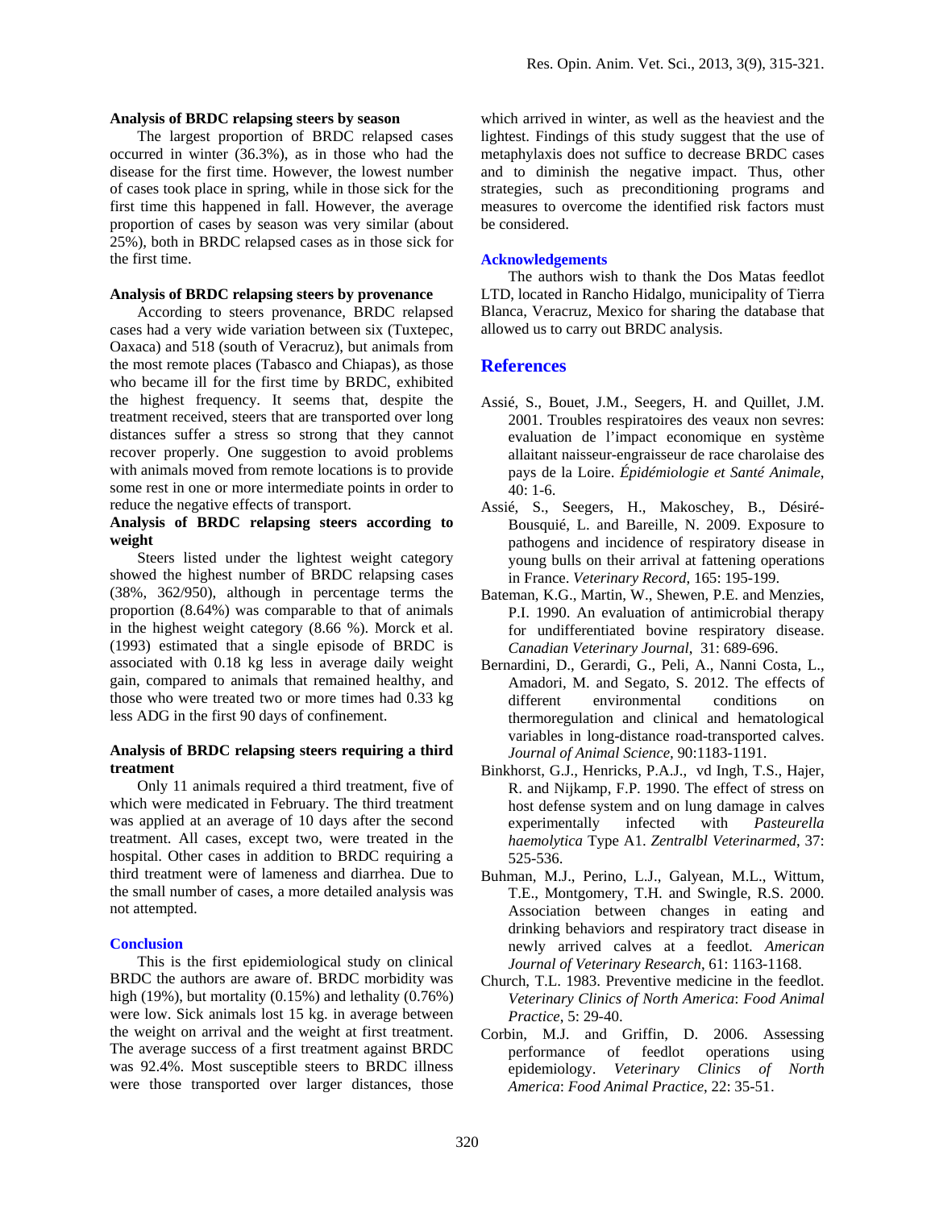### Analysis of BRDC relapsing steers by season

The largest proportion of BRDC relapsed cases occurred in winter (36.3%), as in those who had the disease for the first time. However, the lowest number of cases took place in spring, while in those sick for the first time this happened in fall. However, the average proportion of cases by season was very similar (about 25%), both in BRDC relapsed cases as in those sick for the first time.

### Analysis of BRDC relapsing steers by provenance

According to steers provenance, BRDC relapsed cases had a very wide variation between six (Tuxtepec, Oaxaca) and 518 (south of Veracruz), but animals from the most remote places (Tabasco and Chiapas), as those who became ill for the first time by BRDC, exhibited the highest frequency. It seems that, despite the treatment received, steers that are transported over long distances suffer a stress so strong that they cannot recover properly. One suggestion to avoid problems with animals moved from remote locations is to provide some rest in one or more intermediate points in order to reduce the negative effects of transport.

### Analysis of BRDC relapsing steers according to weight

Steers listed under the lightest weight category showed the highest number of BRDC relapsing cases (38%, 362/950), although in percentage terms the proportion (8.64%) was comparable to that of animals in the highest weight category (8.66 %). Morck et al. (1993) estimated that a single episode of BRDC is associated with 0.18 kg less in average daily weight gain, compared to animals that remained healthy, and those who were treated two or more times had 0.33 kg less ADG in the first 90 days of confinement.

### Analysis of BRDC relapsing steers requiring a third treatment

Only 11 animals required a third treatment, five of which were medicated in February. The third treatment was applied at an average of 10 days after the second treatment. All cases, except two, were treated in the hospital. Other cases in addition to BRDC requiring a third treatment were of lameness and diarrhea. Due to the small number of cases, a more detailed analysis was not attempted.

## Conclusion

This is the first epidemiological study on clinical BRDC the authors are aware of. BRDC morbidity was high (19%), but mortality (0.15%) and lethality (0.76%) were low. Sick animals lost 15 kg. in average between the weight on arrival and the weight at first treatment. The average success of a first treatment against BRDC was 92.4%. Most susceptible steers to BRDC illness were those transported over larger distances, those which arrived in winter, as well as the heaviest and the lightest. Findings of this study suggest that the use of metaphylaxis does not suffice to decrease BRDC cases and to diminish the negative impact. Thus, other strategies, such as preconditioning programs and measures to overcome the identified risk factors must be considered.

## Acknowledgements

The authors wish to thank the Dos Matas feedlot LTD, located in Rancho Hidalgo, municipality of Tierra Blanca, Veracruz, Mexico for sharing the database that allowed us to carry out BRDC analysis.

## References

Assié, S., Bouet, J.M., Seegers, H. and Quillet, J.M. 2001. Troubles respiratoires des veaux non sevres: evaluation de l'impact economique en système allaitant naisseur-engraisseur de race charolaise des pays de la Loire. *Épidémiologie et Santé Animale*, 40: 1-6.

Assié, S., Seegers, H., Makoschey, B., Désiré-Bousquié, L. and Bareille, N. 2009. Exposure to pathogens and incidence of respiratory disease in young bulls on their arrival at fattening operations in France. *Veterinary Record*, 165: 195-199.

Bateman, K.G., Martin, W., Shewen, P.E. and Menzies, P.I. 1990. An evaluation of antimicrobial therapy for undifferentiated bovine respiratory disease. *Canadian Veterinary Journal*, 31: 689-696.

Bernardini, D., Gerardi, G., Peli, A., Nanni Costa, L., Amadori, M. and Segato, S. 2012. The effects of different environmental conditions on thermoregulation and clinical and hematological variables in long-distance road-transported calves. *Journal of Animal Science*, 90:1183-1191.

Binkhorst, G.J., Henricks, P.A.J., vd Ingh, T.S., Hajer, R. and Nijkamp, F.P. 1990. The effect of stress on host defense system and on lung damage in calves experimentally infected with *Pasteurella haemolytica* Type A1. *Zentralbl Veterinarmed*, 37: 525-536.

Buhman, M.J., Perino, L.J., Galyean, M.L., Wittum, T.E., Montgomery, T.H. and Swingle, R.S. 2000. Association between changes in eating and drinking behaviors and respiratory tract disease in newly arrived calves at a feedlot. *American Journal of Veterinary Research*, 61: 1163-1168.

Church, T.L. 1983. Preventive medicine in the feedlot. *Veterinary Clinics of North America*: *Food Animal Practice*, 5: 29-40.

Corbin, M.J. and Griffin, D. 2006. Assessing performance of feedlot operations using epidemiology. *Veterinary Clinics of North America*: *Food Animal Practice*, 22: 35-51.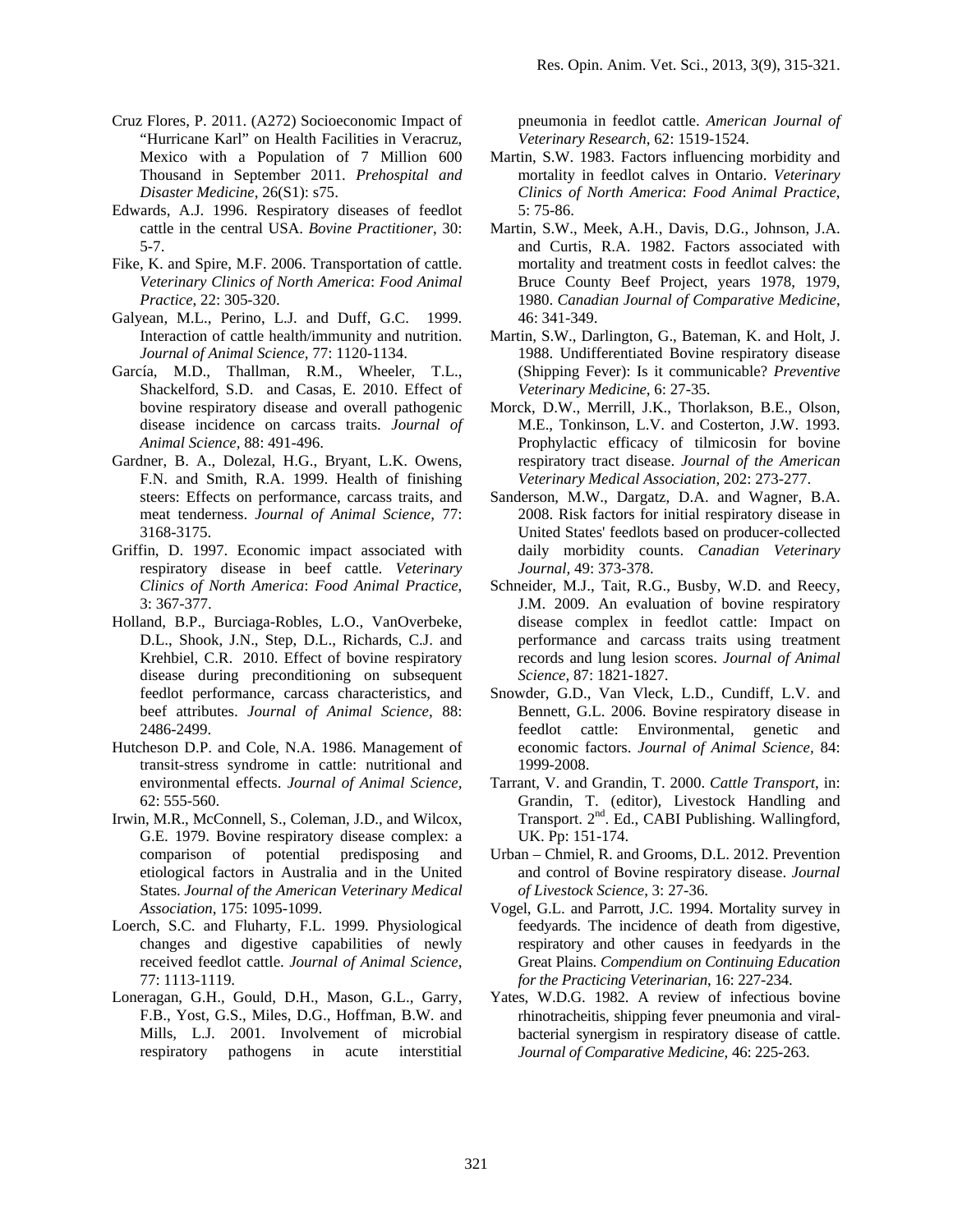Cruz Flores, P. 2011. (A272) Socioeconomic Impact of "Hurricane Karl" on Health Facilities in Veracruz, Mexico with a Population of 7 Million 600 Thousand in September 2011. *Prehospital and Disaster Medicine*, 26(S1): s75.

Edwards, A.J. 1996. Respiratory diseases of feedlot cattle in the central USA. *Bovine Practitioner*, 30: 5-7.

Fike, K. and Spire, M.F. 2006. Transportation of cattle. *Veterinary Clinics of North America*: *Food Animal Practice*, 22: 305-320.

Galyean, M.L., Perino, L.J. and Duff, G.C. 1999. Interaction of cattle health/immunity and nutrition. *Journal of Animal Science,* 77: 1120-1134.

García, M.D., Thallman, R.M., Wheeler, T.L., Shackelford, S.D. and Casas, E. 2010. Effect of bovine respiratory disease and overall pathogenic disease incidence on carcass traits. *Journal of Animal Science,* 88: 491-496.

Gardner, B. A., Dolezal, H.G., Bryant, L.K. Owens, F.N. and Smith, R.A. 1999. Health of finishing steers: Effects on performance, carcass traits, and meat tenderness. *Journal of Animal Science,* 77: 3168-3175.

Griffin, D. 1997. Economic impact associated with respiratory disease in beef cattle. *Veterinary Clinics of North America*: *Food Animal Practice*, 3: 367-377.

Holland, B.P., Burciaga-Robles, L.O., VanOverbeke, D.L., Shook, J.N., Step, D.L., Richards, C.J. and Krehbiel, C.R. 2010. Effect of bovine respiratory disease during preconditioning on subsequent feedlot performance, carcass characteristics, and beef attributes. *Journal of Animal Science,* 88: 2486-2499.

Hutcheson D.P. and Cole, N.A. 1986. Management of transit-stress syndrome in cattle: nutritional and environmental effects. *Journal of Animal Science*, 62: 555-560.

Irwin, M.R., McConnell, S., Coleman, J.D., and Wilcox, G.E. 1979. Bovine respiratory disease complex: a comparison of potential predisposing and etiological factors in Australia and in the United States. *Journal of the American Veterinary Medical Association*, 175: 1095-1099.

Loerch, S.C. and Fluharty, F.L. 1999. Physiological changes and digestive capabilities of newly received feedlot cattle. *Journal of Animal Science,* 77: 1113-1119.

Loneragan, G.H., Gould, D.H., Mason, G.L., Garry, F.B., Yost, G.S., Miles, D.G., Hoffman, B.W. and Mills, L.J. 2001. Involvement of microbial respiratory pathogens in acute interstitial pneumonia in feedlot cattle. *American Journal of Veterinary Research*, 62: 1519-1524.

Martin, S.W. 1983. Factors influencing morbidity and mortality in feedlot calves in Ontario. *Veterinary Clinics of North America*: *Food Animal Practice*, 5: 75-86.

Martin, S.W., Meek, A.H., Davis, D.G., Johnson, J.A. and Curtis, R.A. 1982. Factors associated with mortality and treatment costs in feedlot calves: the Bruce County Beef Project, years 1978, 1979, 1980. *Canadian Journal of Comparative Medicine*, 46: 341-349.

Martin, S.W., Darlington, G., Bateman, K. and Holt, J. 1988. Undifferentiated Bovine respiratory disease (Shipping Fever): Is it communicable? *Preventive Veterinary Medicine*, 6: 27-35.

Morck, D.W., Merrill, J.K., Thorlakson, B.E., Olson, M.E., Tonkinson, L.V. and Costerton, J.W. 1993. Prophylactic efficacy of tilmicosin for bovine respiratory tract disease. *Journal of the American Veterinary Medical Association,* 202: 273-277.

Sanderson, M.W., Dargatz, D.A. and Wagner, B.A. 2008. Risk factors for initial respiratory disease in United States' feedlots based on producer-collected daily morbidity counts. *Canadian Veterinary Journal,* 49: 373-378.

Schneider, M.J., Tait, R.G., Busby, W.D. and Reecy, J.M. 2009. An evaluation of bovine respiratory disease complex in feedlot cattle: Impact on performance and carcass traits using treatment records and lung lesion scores. *Journal of Animal Science,* 87: 1821-1827.

Snowder, G.D., Van Vleck, L.D., Cundiff, L.V. and Bennett, G.L. 2006. Bovine respiratory disease in feedlot cattle: Environmental, genetic and economic factors. *Journal of Animal Science*, 84: 1999-2008.

Tarrant, V. and Grandin, T. 2000. *Cattle Transport*, in: Grandin, T. (editor), Livestock Handling and Transport. 2nd. Ed., CABI Publishing. Wallingford, UK. Pp: 151-174.

Urban – Chmiel, R. and Grooms, D.L. 2012. Prevention and control of Bovine respiratory disease. *Journal of Livestock Science*, 3: 27-36.

Vogel, G.L. and Parrott, J.C. 1994. Mortality survey in feedyards. The incidence of death from digestive, respiratory and other causes in feedyards in the Great Plains. *Compendium on Continuing Education for the Practicing Veterinarian*, 16: 227-234.

Yates, W.D.G. 1982. A review of infectious bovine rhinotracheitis, shipping fever pneumonia and viral-bacterial synergism in respiratory disease of cattle. *Journal of Comparative Medicine*, 46: 225-263.